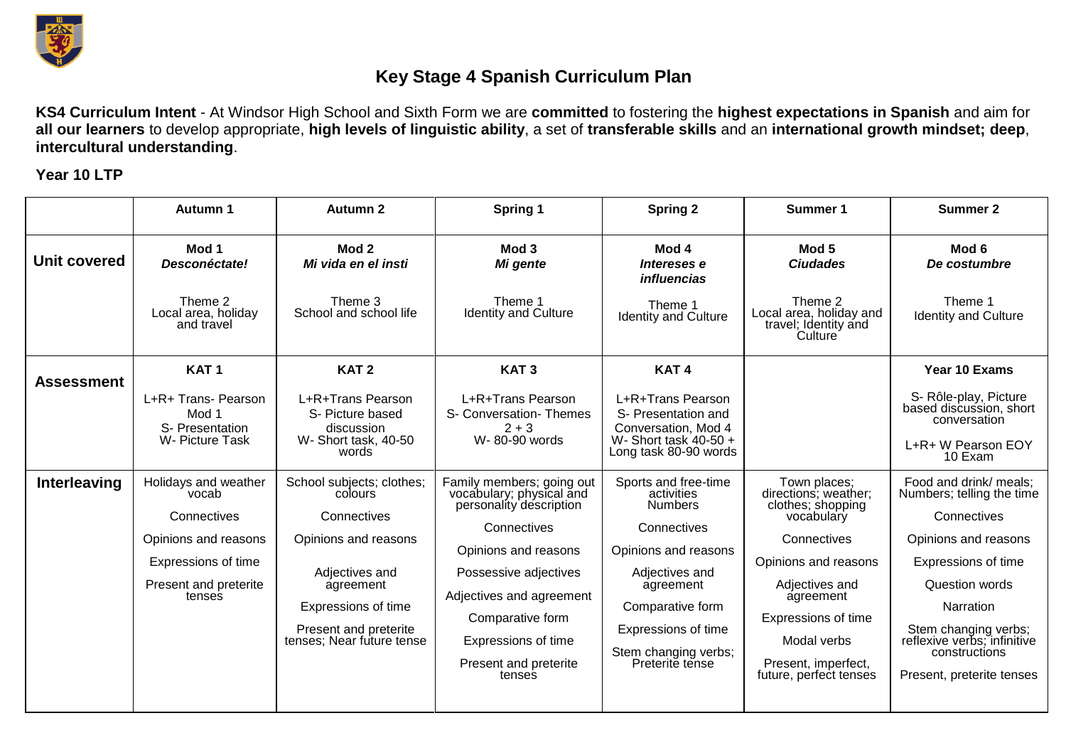# Key Stage 4 Spanish Curriculum Plan

**KS4 Curriculum Intent** - At Windsor High School and Sixth Form we are **committed** to fostering the **highest expectations in Spanish** and aim for **all our learners** to develop appropriate, **high levels of linguistic ability**, a set of **transferable skills** and an **international growth mindset; deep**, **intercultural understanding**.

**Year 10 LTP**

| | Autumn 1 | Autumn 2 | Spring 1 | Spring 2 | Summer 1 | Summer 2 |
|---|---|---|---|---|---|---|
| **Unit covered** | **Mod 1** ***Desconéctate!*** Theme 2 Local area, holiday and travel | **Mod 2** ***Mi vida en el insti*** Theme 3 School and school life | **Mod 3** ***Mi gente*** Theme 1 Identity and Culture | **Mod 4** ***Intereses e influencias*** Theme 1 Identity and Culture | **Mod 5** ***Ciudades*** Theme 2 Local area, holiday and travel; Identity and Culture | **Mod 6** ***De costumbre*** Theme 1 Identity and Culture |
| **Assessment** | **KAT 1** L+R+ Trans- Pearson Mod 1 S- Presentation W- Picture Task | **KAT 2** L+R+Trans Pearson S- Picture based discussion W- Short task, 40-50 words | **KAT 3** L+R+Trans Pearson S- Conversation- Themes 2 + 3 W- 80-90 words | **KAT 4** L+R+Trans Pearson S- Presentation and Conversation, Mod 4 W- Short task 40-50 + Long task 80-90 words | | **Year 10 Exams** S- Rôle-play, Picture based discussion, short conversation L+R+ W Pearson EOY 10 Exam |
| **Interleaving** | Holidays and weather vocab<br>Connectives<br>Opinions and reasons<br>Expressions of time<br>Present and preterite tenses | School subjects; clothes; colours<br>Connectives<br>Opinions and reasons<br>Adjectives and agreement<br>Expressions of time<br>Present and preterite tenses; Near future tense | Family members; going out vocabulary; physical and personality description<br>Connectives<br>Opinions and reasons<br>Possessive adjectives<br>Adjectives and agreement<br>Comparative form<br>Expressions of time<br>Present and preterite tenses | Sports and free-time activities Numbers<br>Connectives<br>Opinions and reasons<br>Adjectives and agreement<br>Comparative form<br>Expressions of time<br>Stem changing verbs; Preterite tense | Town places; directions; weather; clothes; shopping vocabulary<br>Connectives<br>Opinions and reasons<br>Adjectives and agreement<br>Expressions of time<br>Modal verbs<br>Present, imperfect, future, perfect tenses | Food and drink/ meals; Numbers; telling the time<br>Connectives<br>Opinions and reasons<br>Expressions of time<br>Question words<br>Narration<br>Stem changing verbs; reflexive verbs; infinitive constructions<br>Present, preterite tenses |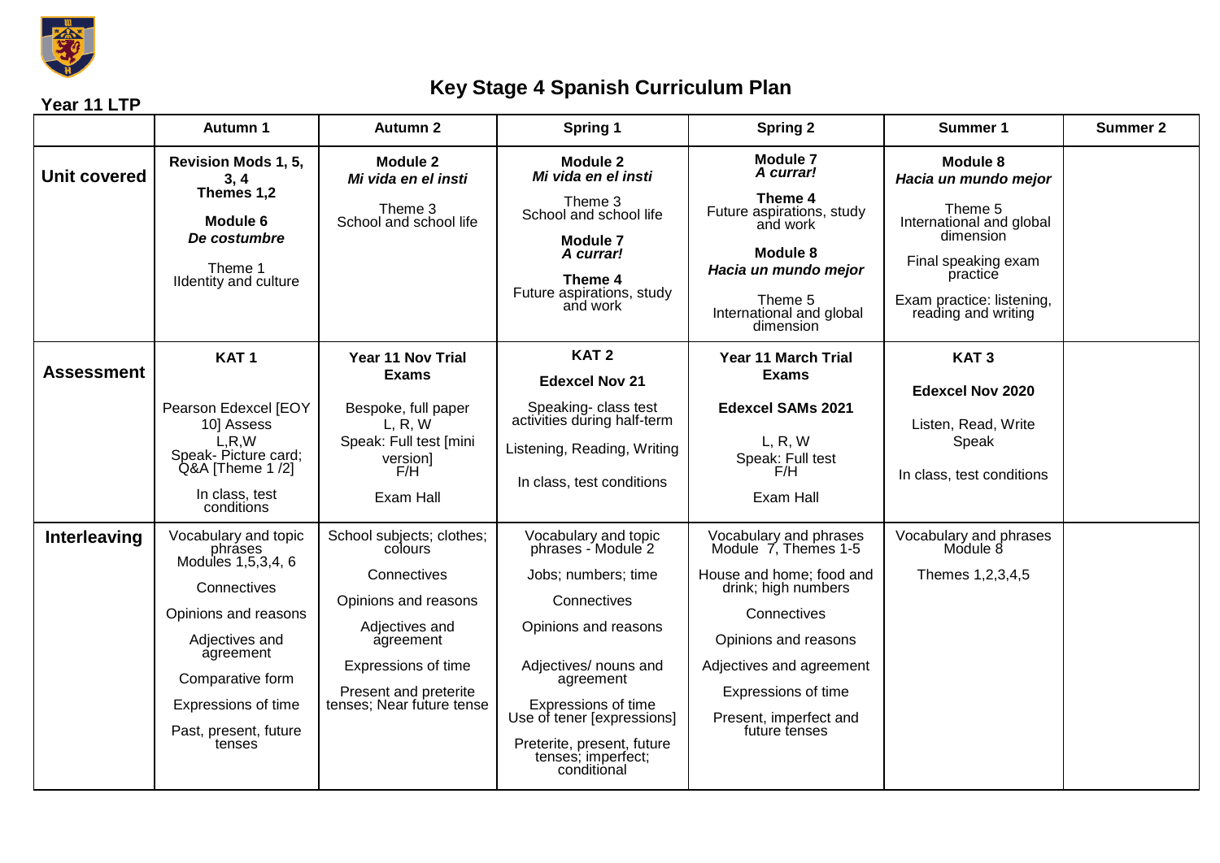# Key Stage 4 Spanish Curriculum Plan

**Year 11 LTP**

| | Autumn 1 | Autumn 2 | Spring 1 | Spring 2 | Summer 1 | Summer 2 |
|---|---|---|---|---|---|---|
| **Unit covered** | **Revision Mods 1, 5, 3, 4** **Themes 1,2** **Module 6** ***De costumbre*** Theme 1 IIdentity and culture | **Module 2** ***Mi vida en el insti*** Theme 3 School and school life | **Module 2** ***Mi vida en el insti*** Theme 3 School and school life **Module 7** ***A currar!*** **Theme 4** Future aspirations, study and work | **Module 7** ***A currar!*** **Theme 4** Future aspirations, study and work **Module 8** ***Hacia un mundo mejor*** Theme 5 International and global dimension | **Module 8** ***Hacia un mundo mejor*** Theme 5 International and global dimension Final speaking exam practice Exam practice: listening, reading and writing | |
| **Assessment** | **KAT 1** Pearson Edexcel [EOY 10] Assess L,R,W Speak- Picture card; Q&A [Theme 1 /2] In class, test conditions | **Year 11 Nov Trial Exams** Bespoke, full paper L, R, W Speak: Full test [mini version] F/H Exam Hall | **KAT 2** **Edexcel Nov 21** Speaking- class test activities during half-term Listening, Reading, Writing In class, test conditions | **Year 11 March Trial Exams** **Edexcel SAMs 2021** L, R, W Speak: Full test F/H Exam Hall | **KAT 3** **Edexcel Nov 2020** Listen, Read, Write Speak In class, test conditions | |
| **Interleaving** | Vocabulary and topic phrases Modules 1,5,3,4, 6 Connectives Opinions and reasons Adjectives and agreement Comparative form Expressions of time Past, present, future tenses | School subjects; clothes; colours Connectives Opinions and reasons Adjectives and agreement Expressions of time Present and preterite tenses; Near future tense | Vocabulary and topic phrases - Module 2 Jobs; numbers; time Connectives Opinions and reasons Adjectives/ nouns and agreement Expressions of time Use of tener [expressions] Preterite, present, future tenses; imperfect; conditional | Vocabulary and phrases Module 7, Themes 1-5 House and home; food and drink; high numbers Connectives Opinions and reasons Adjectives and agreement Expressions of time Present, imperfect and future tenses | Vocabulary and phrases Module 8 Themes 1,2,3,4,5 | |